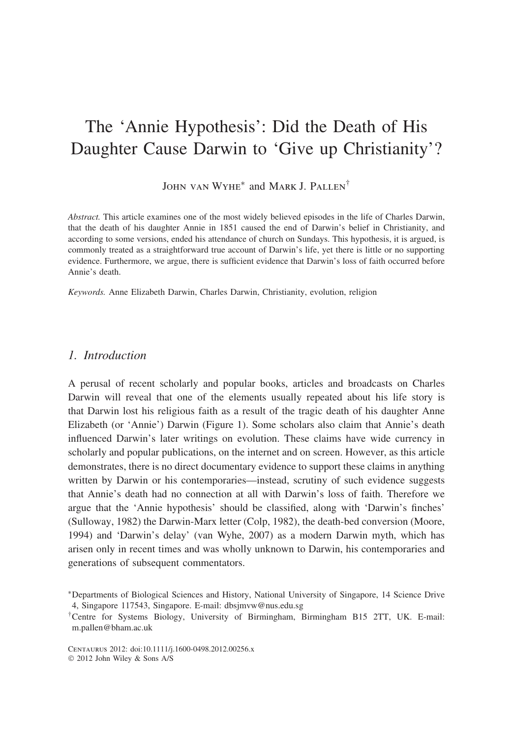# The 'Annie Hypothesis': Did the Death of His Daughter Cause Darwin to 'Give up Christianity'?

John van Wyhe[*] and Mark J. Pallen[†]

*Abstract.* This article examines one of the most widely believed episodes in the life of Charles Darwin, that the death of his daughter Annie in 1851 caused the end of Darwin's belief in Christianity, and according to some versions, ended his attendance of church on Sundays. This hypothesis, it is argued, is commonly treated as a straightforward true account of Darwin's life, yet there is little or no supporting evidence. Furthermore, we argue, there is sufficient evidence that Darwin's loss of faith occurred before Annie's death.

*Keywords.* Anne Elizabeth Darwin, Charles Darwin, Christianity, evolution, religion

## 1. Introduction

A perusal of recent scholarly and popular books, articles and broadcasts on Charles Darwin will reveal that one of the elements usually repeated about his life story is that Darwin lost his religious faith as a result of the tragic death of his daughter Anne Elizabeth (or 'Annie') Darwin (Figure 1). Some scholars also claim that Annie's death influenced Darwin's later writings on evolution. These claims have wide currency in scholarly and popular publications, on the internet and on screen. However, as this article demonstrates, there is no direct documentary evidence to support these claims in anything written by Darwin or his contemporaries—instead, scrutiny of such evidence suggests that Annie's death had no connection at all with Darwin's loss of faith. Therefore we argue that the 'Annie hypothesis' should be classified, along with 'Darwin's finches' (Sulloway, 1982) the Darwin-Marx letter (Colp, 1982), the death-bed conversion (Moore, 1994) and 'Darwin's delay' (van Wyhe, 2007) as a modern Darwin myth, which has arisen only in recent times and was wholly unknown to Darwin, his contemporaries and generations of subsequent commentators.

[*]Departments of Biological Sciences and History, National University of Singapore, 14 Science Drive 4, Singapore 117543, Singapore. E-mail: dbsjmvw@nus.edu.sg

[†]Centre for Systems Biology, University of Birmingham, Birmingham B15 2TT, UK. E-mail: m.pallen@bham.ac.uk

Centaurus 2012: doi:10.1111/j.1600-0498.2012.00256.x
© 2012 John Wiley & Sons A/S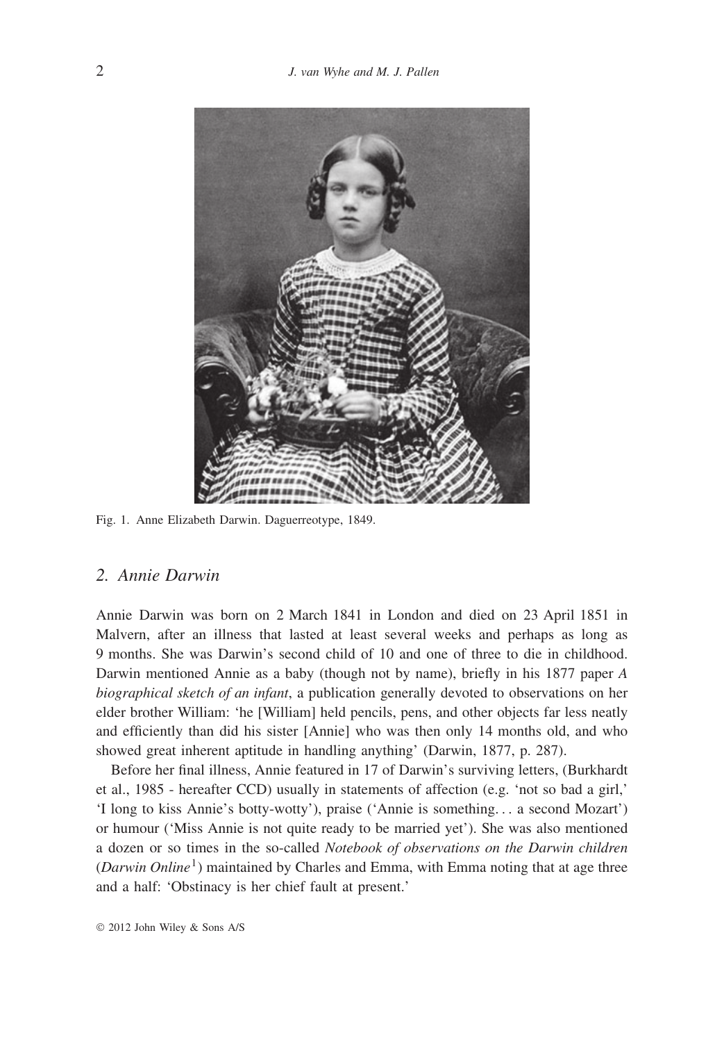Fig. 1. Anne Elizabeth Darwin. Daguerreotype, 1849.

## 2. *Annie Darwin*

Annie Darwin was born on 2 March 1841 in London and died on 23 April 1851 in Malvern, after an illness that lasted at least several weeks and perhaps as long as 9 months. She was Darwin's second child of 10 and one of three to die in childhood. Darwin mentioned Annie as a baby (though not by name), briefly in his 1877 paper *A biographical sketch of an infant*, a publication generally devoted to observations on her elder brother William: 'he [William] held pencils, pens, and other objects far less neatly and efficiently than did his sister [Annie] who was then only 14 months old, and who showed great inherent aptitude in handling anything' (Darwin, 1877, p. 287).

Before her final illness, Annie featured in 17 of Darwin's surviving letters, (Burkhardt et al., 1985 - hereafter CCD) usually in statements of affection (e.g. 'not so bad a girl,' 'I long to kiss Annie's botty-wotty'), praise ('Annie is something... a second Mozart') or humour ('Miss Annie is not quite ready to be married yet'). She was also mentioned a dozen or so times in the so-called *Notebook of observations on the Darwin children* (*Darwin Online*[1]) maintained by Charles and Emma, with Emma noting that at age three and a half: 'Obstinacy is her chief fault at present.'

© 2012 John Wiley & Sons A/S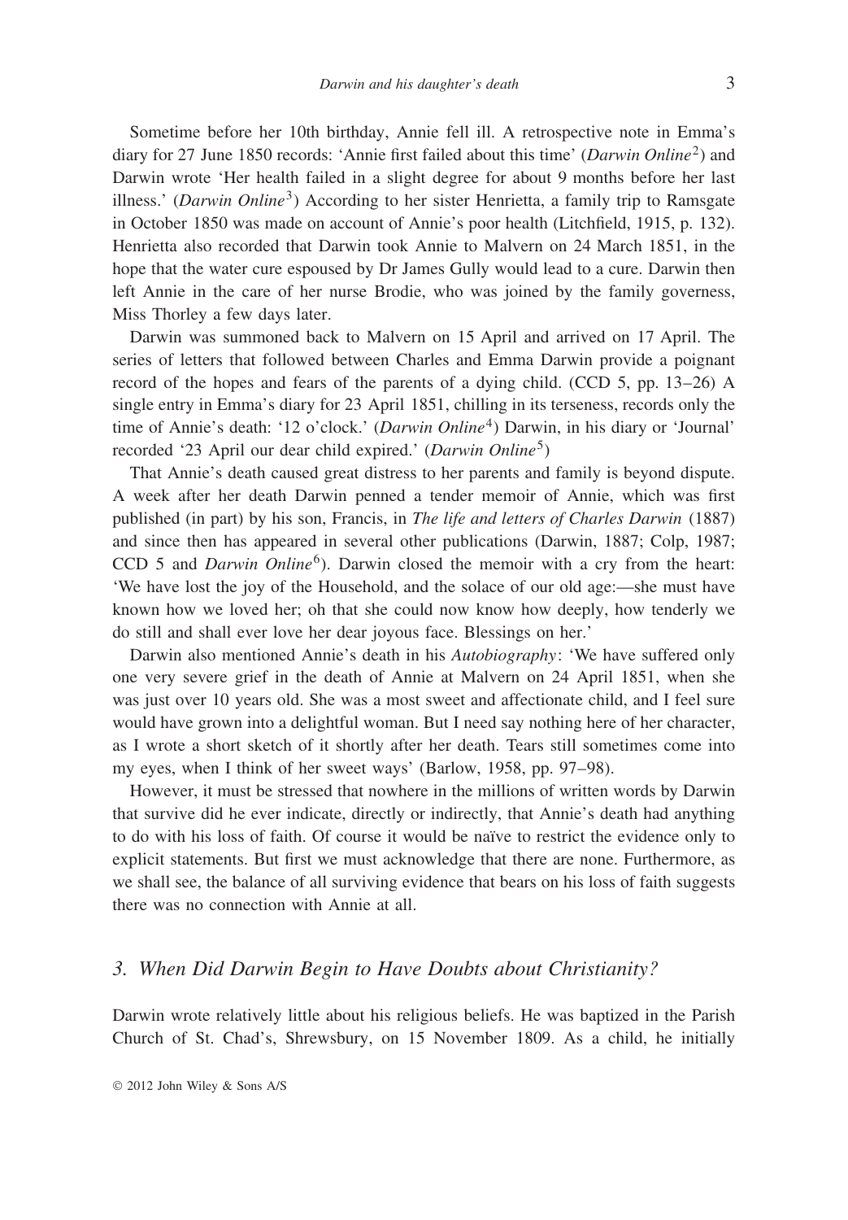Sometime before her 10th birthday, Annie fell ill. A retrospective note in Emma's diary for 27 June 1850 records: 'Annie first failed about this time' (*Darwin Online*[2]) and Darwin wrote 'Her health failed in a slight degree for about 9 months before her last illness.' (*Darwin Online*[3]) According to her sister Henrietta, a family trip to Ramsgate in October 1850 was made on account of Annie's poor health (Litchfield, 1915, p. 132). Henrietta also recorded that Darwin took Annie to Malvern on 24 March 1851, in the hope that the water cure espoused by Dr James Gully would lead to a cure. Darwin then left Annie in the care of her nurse Brodie, who was joined by the family governess, Miss Thorley a few days later.

Darwin was summoned back to Malvern on 15 April and arrived on 17 April. The series of letters that followed between Charles and Emma Darwin provide a poignant record of the hopes and fears of the parents of a dying child. (CCD 5, pp. 13–26) A single entry in Emma's diary for 23 April 1851, chilling in its terseness, records only the time of Annie's death: '12 o'clock.' (*Darwin Online*[4]) Darwin, in his diary or 'Journal' recorded '23 April our dear child expired.' (*Darwin Online*[5])

That Annie's death caused great distress to her parents and family is beyond dispute. A week after her death Darwin penned a tender memoir of Annie, which was first published (in part) by his son, Francis, in *The life and letters of Charles Darwin* (1887) and since then has appeared in several other publications (Darwin, 1887; Colp, 1987; CCD 5 and *Darwin Online*[6]). Darwin closed the memoir with a cry from the heart: 'We have lost the joy of the Household, and the solace of our old age:—she must have known how we loved her; oh that she could now know how deeply, how tenderly we do still and shall ever love her dear joyous face. Blessings on her.'

Darwin also mentioned Annie's death in his *Autobiography*: 'We have suffered only one very severe grief in the death of Annie at Malvern on 24 April 1851, when she was just over 10 years old. She was a most sweet and affectionate child, and I feel sure would have grown into a delightful woman. But I need say nothing here of her character, as I wrote a short sketch of it shortly after her death. Tears still sometimes come into my eyes, when I think of her sweet ways' (Barlow, 1958, pp. 97–98).

However, it must be stressed that nowhere in the millions of written words by Darwin that survive did he ever indicate, directly or indirectly, that Annie's death had anything to do with his loss of faith. Of course it would be naïve to restrict the evidence only to explicit statements. But first we must acknowledge that there are none. Furthermore, as we shall see, the balance of all surviving evidence that bears on his loss of faith suggests there was no connection with Annie at all.

## *3. When Did Darwin Begin to Have Doubts about Christianity?*

Darwin wrote relatively little about his religious beliefs. He was baptized in the Parish Church of St. Chad's, Shrewsbury, on 15 November 1809. As a child, he initially

© 2012 John Wiley & Sons A/S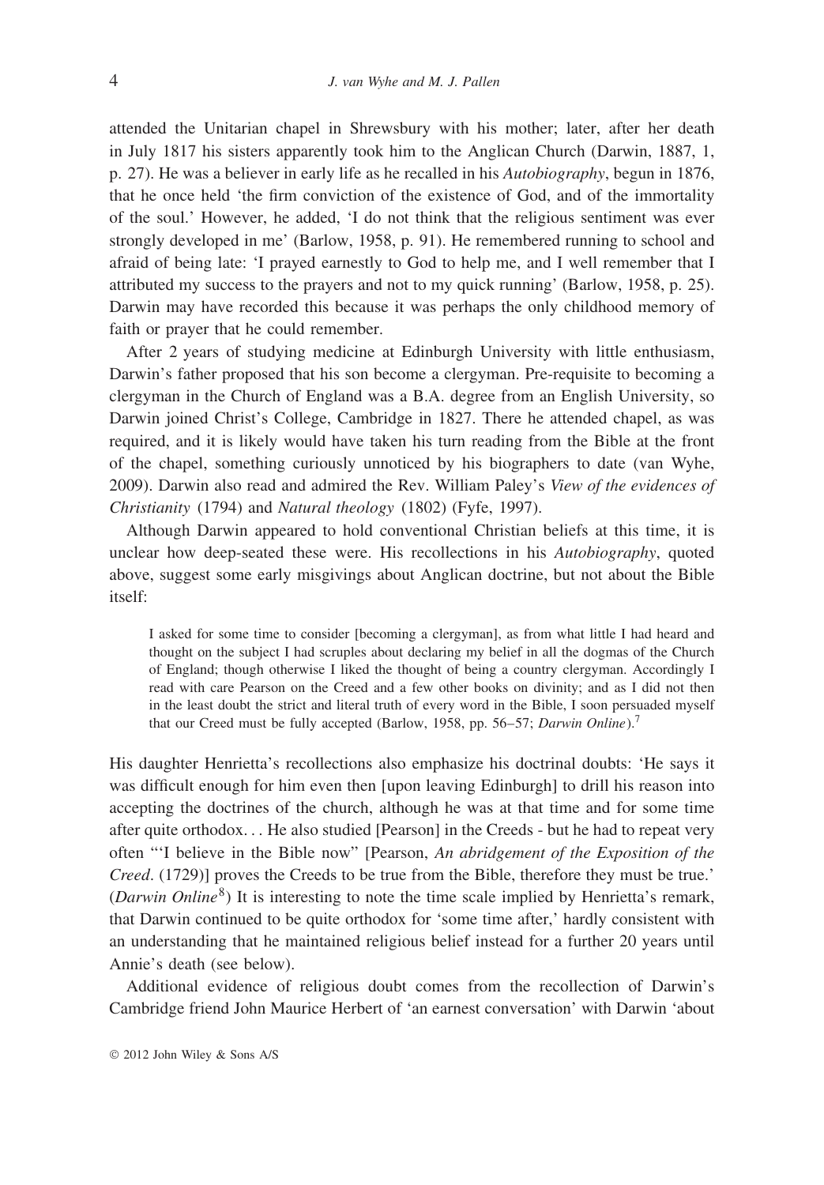attended the Unitarian chapel in Shrewsbury with his mother; later, after her death in July 1817 his sisters apparently took him to the Anglican Church (Darwin, 1887, 1, p. 27). He was a believer in early life as he recalled in his *Autobiography*, begun in 1876, that he once held 'the firm conviction of the existence of God, and of the immortality of the soul.' However, he added, 'I do not think that the religious sentiment was ever strongly developed in me' (Barlow, 1958, p. 91). He remembered running to school and afraid of being late: 'I prayed earnestly to God to help me, and I well remember that I attributed my success to the prayers and not to my quick running' (Barlow, 1958, p. 25). Darwin may have recorded this because it was perhaps the only childhood memory of faith or prayer that he could remember.

After 2 years of studying medicine at Edinburgh University with little enthusiasm, Darwin's father proposed that his son become a clergyman. Pre-requisite to becoming a clergyman in the Church of England was a B.A. degree from an English University, so Darwin joined Christ's College, Cambridge in 1827. There he attended chapel, as was required, and it is likely would have taken his turn reading from the Bible at the front of the chapel, something curiously unnoticed by his biographers to date (van Wyhe, 2009). Darwin also read and admired the Rev. William Paley's *View of the evidences of Christianity* (1794) and *Natural theology* (1802) (Fyfe, 1997).

Although Darwin appeared to hold conventional Christian beliefs at this time, it is unclear how deep-seated these were. His recollections in his *Autobiography*, quoted above, suggest some early misgivings about Anglican doctrine, but not about the Bible itself:

> I asked for some time to consider [becoming a clergyman], as from what little I had heard and thought on the subject I had scruples about declaring my belief in all the dogmas of the Church of England; though otherwise I liked the thought of being a country clergyman. Accordingly I read with care Pearson on the Creed and a few other books on divinity; and as I did not then in the least doubt the strict and literal truth of every word in the Bible, I soon persuaded myself that our Creed must be fully accepted (Barlow, 1958, pp. 56–57; *Darwin Online*).[7]

His daughter Henrietta's recollections also emphasize his doctrinal doubts: 'He says it was difficult enough for him even then [upon leaving Edinburgh] to drill his reason into accepting the doctrines of the church, although he was at that time and for some time after quite orthodox. . . He also studied [Pearson] in the Creeds - but he had to repeat very often "'I believe in the Bible now" [Pearson, *An abridgement of the Exposition of the Creed*. (1729)] proves the Creeds to be true from the Bible, therefore they must be true.' (*Darwin Online*[8]) It is interesting to note the time scale implied by Henrietta's remark, that Darwin continued to be quite orthodox for 'some time after,' hardly consistent with an understanding that he maintained religious belief instead for a further 20 years until Annie's death (see below).

Additional evidence of religious doubt comes from the recollection of Darwin's Cambridge friend John Maurice Herbert of 'an earnest conversation' with Darwin 'about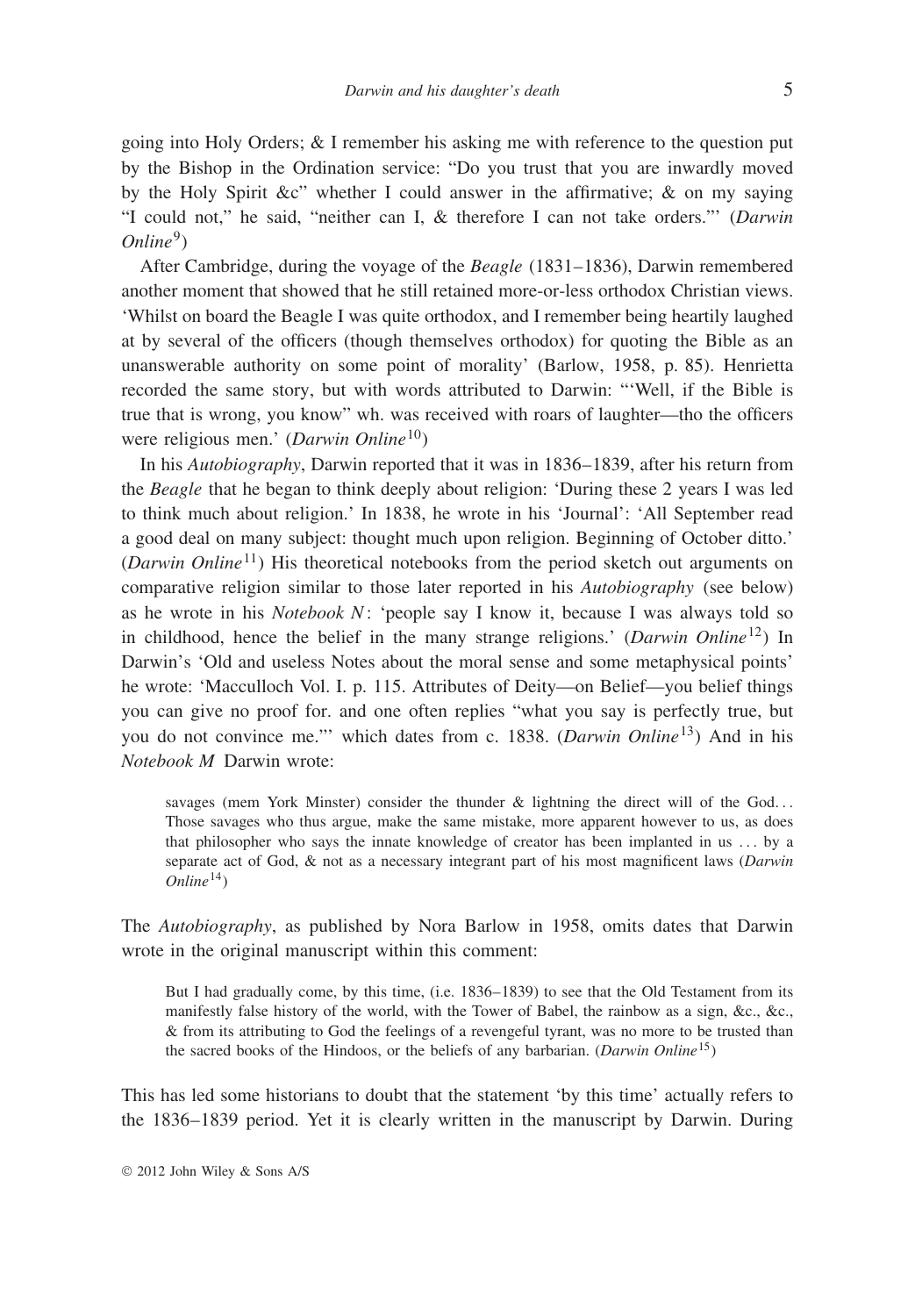going into Holy Orders; & I remember his asking me with reference to the question put by the Bishop in the Ordination service: "Do you trust that you are inwardly moved by the Holy Spirit &c" whether I could answer in the affirmative; & on my saying "I could not," he said, "neither can I, & therefore I can not take orders."' (*Darwin Online*[9])

After Cambridge, during the voyage of the *Beagle* (1831–1836), Darwin remembered another moment that showed that he still retained more-or-less orthodox Christian views. 'Whilst on board the Beagle I was quite orthodox, and I remember being heartily laughed at by several of the officers (though themselves orthodox) for quoting the Bible as an unanswerable authority on some point of morality' (Barlow, 1958, p. 85). Henrietta recorded the same story, but with words attributed to Darwin: "'Well, if the Bible is true that is wrong, you know" wh. was received with roars of laughter—tho the officers were religious men.' (*Darwin Online*[10])

In his *Autobiography*, Darwin reported that it was in 1836–1839, after his return from the *Beagle* that he began to think deeply about religion: 'During these 2 years I was led to think much about religion.' In 1838, he wrote in his 'Journal': 'All September read a good deal on many subject: thought much upon religion. Beginning of October ditto.' (*Darwin Online*[11]) His theoretical notebooks from the period sketch out arguments on comparative religion similar to those later reported in his *Autobiography* (see below) as he wrote in his *Notebook N*: 'people say I know it, because I was always told so in childhood, hence the belief in the many strange religions.' (*Darwin Online*[12]) In Darwin's 'Old and useless Notes about the moral sense and some metaphysical points' he wrote: 'Macculloch Vol. I. p. 115. Attributes of Deity—on Belief—you belief things you can give no proof for. and one often replies "what you say is perfectly true, but you do not convince me."' which dates from c. 1838. (*Darwin Online*[13]) And in his *Notebook M* Darwin wrote:

> savages (mem York Minster) consider the thunder & lightning the direct will of the God... Those savages who thus argue, make the same mistake, more apparent however to us, as does that philosopher who says the innate knowledge of creator has been implanted in us ... by a separate act of God, & not as a necessary integrant part of his most magnificent laws (*Darwin Online*[14])

The *Autobiography*, as published by Nora Barlow in 1958, omits dates that Darwin wrote in the original manuscript within this comment:

> But I had gradually come, by this time, (i.e. 1836–1839) to see that the Old Testament from its manifestly false history of the world, with the Tower of Babel, the rainbow as a sign, &c., &c., & from its attributing to God the feelings of a revengeful tyrant, was no more to be trusted than the sacred books of the Hindoos, or the beliefs of any barbarian. (*Darwin Online*[15])

This has led some historians to doubt that the statement 'by this time' actually refers to the 1836–1839 period. Yet it is clearly written in the manuscript by Darwin. During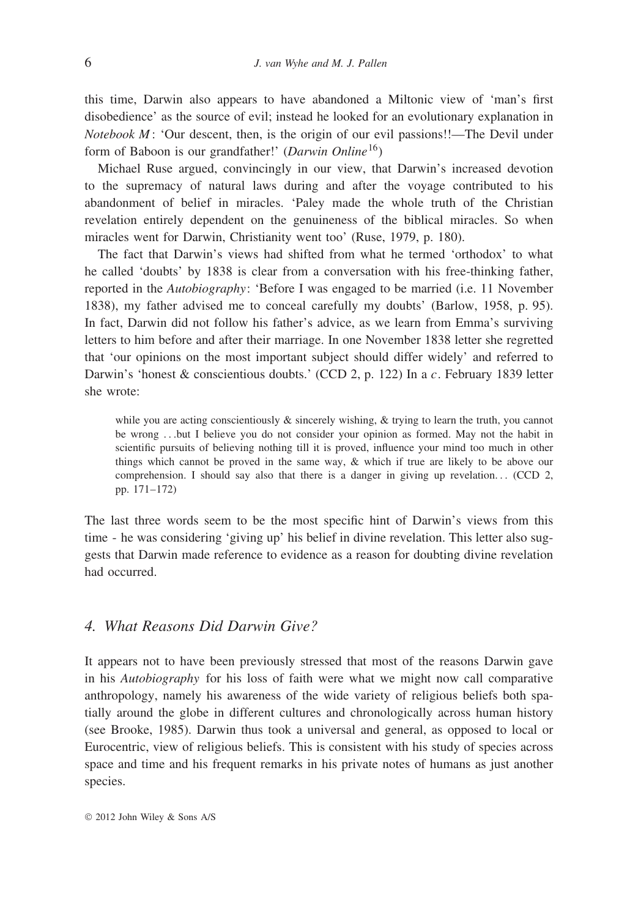this time, Darwin also appears to have abandoned a Miltonic view of 'man's first disobedience' as the source of evil; instead he looked for an evolutionary explanation in *Notebook M*: 'Our descent, then, is the origin of our evil passions!!—The Devil under form of Baboon is our grandfather!' (*Darwin Online*[16])

Michael Ruse argued, convincingly in our view, that Darwin's increased devotion to the supremacy of natural laws during and after the voyage contributed to his abandonment of belief in miracles. 'Paley made the whole truth of the Christian revelation entirely dependent on the genuineness of the biblical miracles. So when miracles went for Darwin, Christianity went too' (Ruse, 1979, p. 180).

The fact that Darwin's views had shifted from what he termed 'orthodox' to what he called 'doubts' by 1838 is clear from a conversation with his free-thinking father, reported in the *Autobiography*: 'Before I was engaged to be married (i.e. 11 November 1838), my father advised me to conceal carefully my doubts' (Barlow, 1958, p. 95). In fact, Darwin did not follow his father's advice, as we learn from Emma's surviving letters to him before and after their marriage. In one November 1838 letter she regretted that 'our opinions on the most important subject should differ widely' and referred to Darwin's 'honest & conscientious doubts.' (CCD 2, p. 122) In a *c*. February 1839 letter she wrote:

> while you are acting conscientiously & sincerely wishing, & trying to learn the truth, you cannot be wrong . . .but I believe you do not consider your opinion as formed. May not the habit in scientific pursuits of believing nothing till it is proved, influence your mind too much in other things which cannot be proved in the same way, & which if true are likely to be above our comprehension. I should say also that there is a danger in giving up revelation. . . (CCD 2, pp. 171–172)

The last three words seem to be the most specific hint of Darwin's views from this time - he was considering 'giving up' his belief in divine revelation. This letter also suggests that Darwin made reference to evidence as a reason for doubting divine revelation had occurred.

## 4. What Reasons Did Darwin Give?

It appears not to have been previously stressed that most of the reasons Darwin gave in his *Autobiography* for his loss of faith were what we might now call comparative anthropology, namely his awareness of the wide variety of religious beliefs both spatially around the globe in different cultures and chronologically across human history (see Brooke, 1985). Darwin thus took a universal and general, as opposed to local or Eurocentric, view of religious beliefs. This is consistent with his study of species across space and time and his frequent remarks in his private notes of humans as just another species.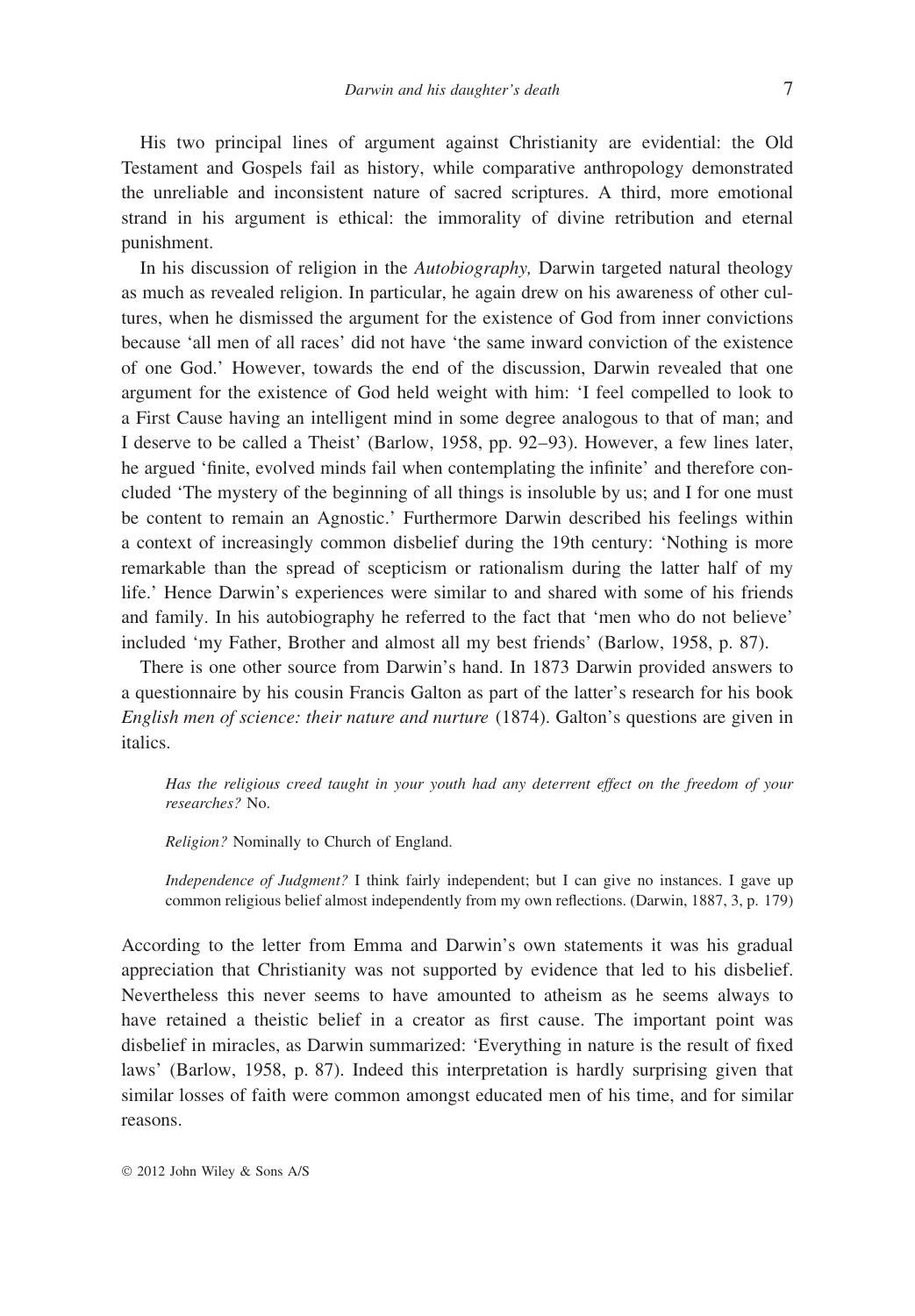His two principal lines of argument against Christianity are evidential: the Old Testament and Gospels fail as history, while comparative anthropology demonstrated the unreliable and inconsistent nature of sacred scriptures. A third, more emotional strand in his argument is ethical: the immorality of divine retribution and eternal punishment.

In his discussion of religion in the *Autobiography,* Darwin targeted natural theology as much as revealed religion. In particular, he again drew on his awareness of other cultures, when he dismissed the argument for the existence of God from inner convictions because 'all men of all races' did not have 'the same inward conviction of the existence of one God.' However, towards the end of the discussion, Darwin revealed that one argument for the existence of God held weight with him: 'I feel compelled to look to a First Cause having an intelligent mind in some degree analogous to that of man; and I deserve to be called a Theist' (Barlow, 1958, pp. 92–93). However, a few lines later, he argued 'finite, evolved minds fail when contemplating the infinite' and therefore concluded 'The mystery of the beginning of all things is insoluble by us; and I for one must be content to remain an Agnostic.' Furthermore Darwin described his feelings within a context of increasingly common disbelief during the 19th century: 'Nothing is more remarkable than the spread of scepticism or rationalism during the latter half of my life.' Hence Darwin's experiences were similar to and shared with some of his friends and family. In his autobiography he referred to the fact that 'men who do not believe' included 'my Father, Brother and almost all my best friends' (Barlow, 1958, p. 87).

There is one other source from Darwin's hand. In 1873 Darwin provided answers to a questionnaire by his cousin Francis Galton as part of the latter's research for his book *English men of science: their nature and nurture* (1874). Galton's questions are given in italics.

> *Has the religious creed taught in your youth had any deterrent effect on the freedom of your researches?* No.
>
> *Religion?* Nominally to Church of England.
>
> *Independence of Judgment?* I think fairly independent; but I can give no instances. I gave up common religious belief almost independently from my own reflections. (Darwin, 1887, 3, p. 179)

According to the letter from Emma and Darwin's own statements it was his gradual appreciation that Christianity was not supported by evidence that led to his disbelief. Nevertheless this never seems to have amounted to atheism as he seems always to have retained a theistic belief in a creator as first cause. The important point was disbelief in miracles, as Darwin summarized: 'Everything in nature is the result of fixed laws' (Barlow, 1958, p. 87). Indeed this interpretation is hardly surprising given that similar losses of faith were common amongst educated men of his time, and for similar reasons.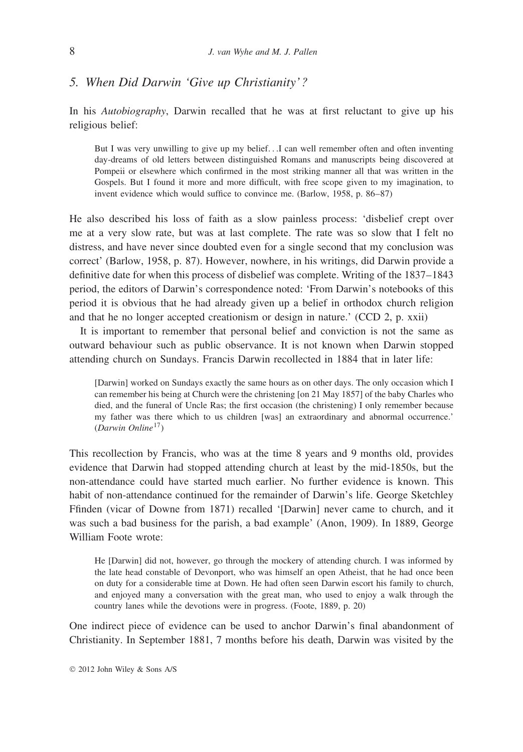## 5. When Did Darwin 'Give up Christianity'?

In his *Autobiography*, Darwin recalled that he was at first reluctant to give up his religious belief:

> But I was very unwilling to give up my belief. . .I can well remember often and often inventing day-dreams of old letters between distinguished Romans and manuscripts being discovered at Pompeii or elsewhere which confirmed in the most striking manner all that was written in the Gospels. But I found it more and more difficult, with free scope given to my imagination, to invent evidence which would suffice to convince me. (Barlow, 1958, p. 86–87)

He also described his loss of faith as a slow painless process: 'disbelief crept over me at a very slow rate, but was at last complete. The rate was so slow that I felt no distress, and have never since doubted even for a single second that my conclusion was correct' (Barlow, 1958, p. 87). However, nowhere, in his writings, did Darwin provide a definitive date for when this process of disbelief was complete. Writing of the 1837–1843 period, the editors of Darwin's correspondence noted: 'From Darwin's notebooks of this period it is obvious that he had already given up a belief in orthodox church religion and that he no longer accepted creationism or design in nature.' (CCD 2, p. xxii)

It is important to remember that personal belief and conviction is not the same as outward behaviour such as public observance. It is not known when Darwin stopped attending church on Sundays. Francis Darwin recollected in 1884 that in later life:

> [Darwin] worked on Sundays exactly the same hours as on other days. The only occasion which I can remember his being at Church were the christening [on 21 May 1857] of the baby Charles who died, and the funeral of Uncle Ras; the first occasion (the christening) I only remember because my father was there which to us children [was] an extraordinary and abnormal occurrence.' (*Darwin Online*[17])

This recollection by Francis, who was at the time 8 years and 9 months old, provides evidence that Darwin had stopped attending church at least by the mid-1850s, but the non-attendance could have started much earlier. No further evidence is known. This habit of non-attendance continued for the remainder of Darwin's life. George Sketchley Ffinden (vicar of Downe from 1871) recalled '[Darwin] never came to church, and it was such a bad business for the parish, a bad example' (Anon, 1909). In 1889, George William Foote wrote:

> He [Darwin] did not, however, go through the mockery of attending church. I was informed by the late head constable of Devonport, who was himself an open Atheist, that he had once been on duty for a considerable time at Down. He had often seen Darwin escort his family to church, and enjoyed many a conversation with the great man, who used to enjoy a walk through the country lanes while the devotions were in progress. (Foote, 1889, p. 20)

One indirect piece of evidence can be used to anchor Darwin's final abandonment of Christianity. In September 1881, 7 months before his death, Darwin was visited by the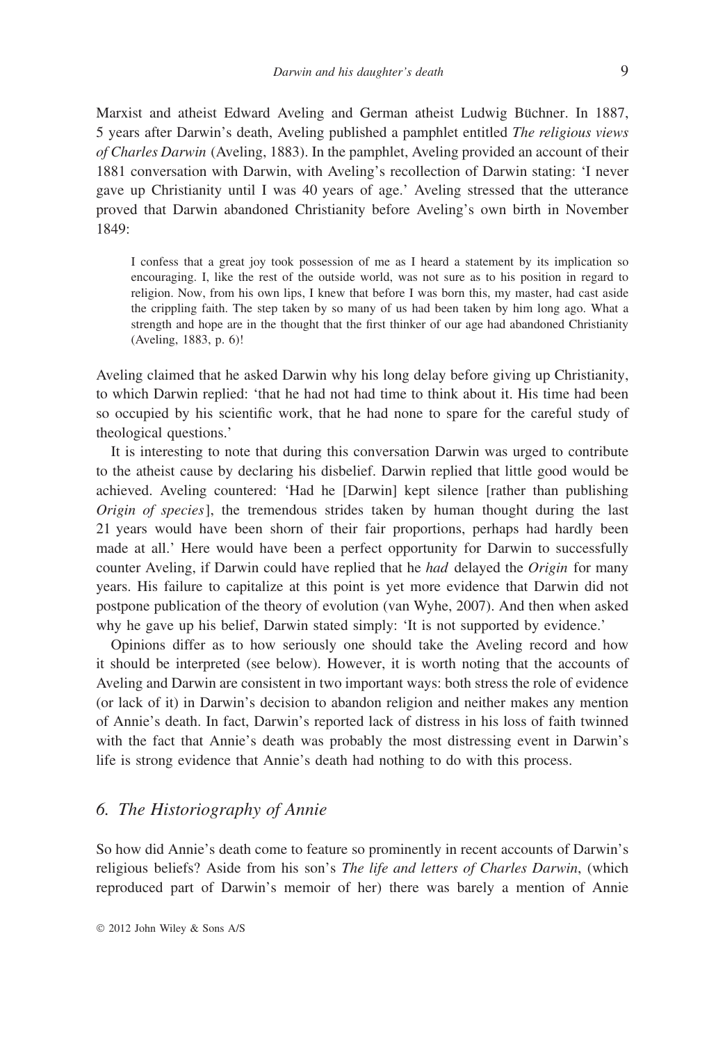Marxist and atheist Edward Aveling and German atheist Ludwig Büchner. In 1887, 5 years after Darwin's death, Aveling published a pamphlet entitled *The religious views of Charles Darwin* (Aveling, 1883). In the pamphlet, Aveling provided an account of their 1881 conversation with Darwin, with Aveling's recollection of Darwin stating: 'I never gave up Christianity until I was 40 years of age.' Aveling stressed that the utterance proved that Darwin abandoned Christianity before Aveling's own birth in November 1849:

> I confess that a great joy took possession of me as I heard a statement by its implication so encouraging. I, like the rest of the outside world, was not sure as to his position in regard to religion. Now, from his own lips, I knew that before I was born this, my master, had cast aside the crippling faith. The step taken by so many of us had been taken by him long ago. What a strength and hope are in the thought that the first thinker of our age had abandoned Christianity (Aveling, 1883, p. 6)!

Aveling claimed that he asked Darwin why his long delay before giving up Christianity, to which Darwin replied: 'that he had not had time to think about it. His time had been so occupied by his scientific work, that he had none to spare for the careful study of theological questions.'

It is interesting to note that during this conversation Darwin was urged to contribute to the atheist cause by declaring his disbelief. Darwin replied that little good would be achieved. Aveling countered: 'Had he [Darwin] kept silence [rather than publishing *Origin of species*], the tremendous strides taken by human thought during the last 21 years would have been shorn of their fair proportions, perhaps had hardly been made at all.' Here would have been a perfect opportunity for Darwin to successfully counter Aveling, if Darwin could have replied that he *had* delayed the *Origin* for many years. His failure to capitalize at this point is yet more evidence that Darwin did not postpone publication of the theory of evolution (van Wyhe, 2007). And then when asked why he gave up his belief, Darwin stated simply: 'It is not supported by evidence.'

Opinions differ as to how seriously one should take the Aveling record and how it should be interpreted (see below). However, it is worth noting that the accounts of Aveling and Darwin are consistent in two important ways: both stress the role of evidence (or lack of it) in Darwin's decision to abandon religion and neither makes any mention of Annie's death. In fact, Darwin's reported lack of distress in his loss of faith twinned with the fact that Annie's death was probably the most distressing event in Darwin's life is strong evidence that Annie's death had nothing to do with this process.

## *6. The Historiography of Annie*

So how did Annie's death come to feature so prominently in recent accounts of Darwin's religious beliefs? Aside from his son's *The life and letters of Charles Darwin*, (which reproduced part of Darwin's memoir of her) there was barely a mention of Annie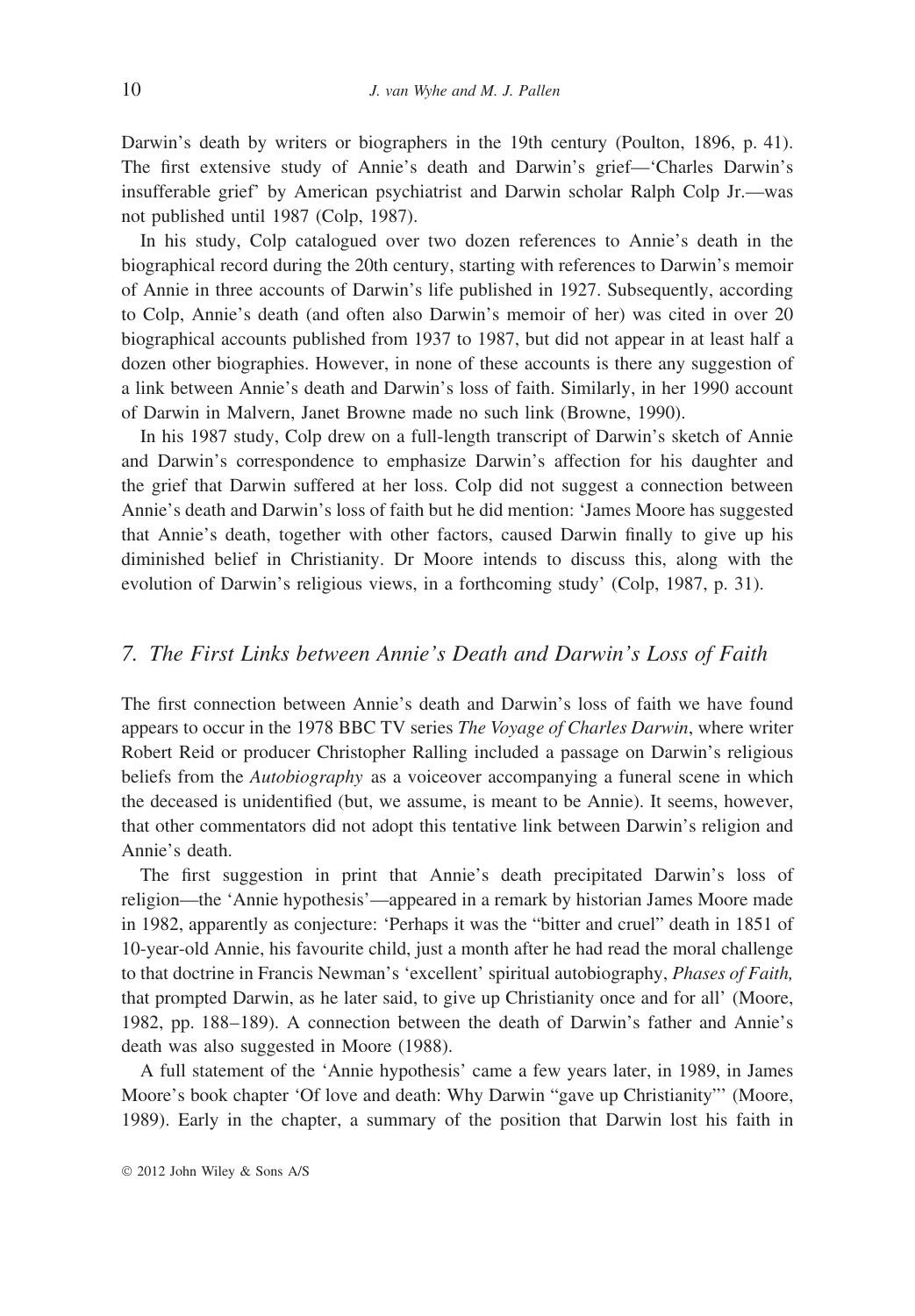Darwin's death by writers or biographers in the 19th century (Poulton, 1896, p. 41). The first extensive study of Annie's death and Darwin's grief—'Charles Darwin's insufferable grief' by American psychiatrist and Darwin scholar Ralph Colp Jr.—was not published until 1987 (Colp, 1987).

In his study, Colp catalogued over two dozen references to Annie's death in the biographical record during the 20th century, starting with references to Darwin's memoir of Annie in three accounts of Darwin's life published in 1927. Subsequently, according to Colp, Annie's death (and often also Darwin's memoir of her) was cited in over 20 biographical accounts published from 1937 to 1987, but did not appear in at least half a dozen other biographies. However, in none of these accounts is there any suggestion of a link between Annie's death and Darwin's loss of faith. Similarly, in her 1990 account of Darwin in Malvern, Janet Browne made no such link (Browne, 1990).

In his 1987 study, Colp drew on a full-length transcript of Darwin's sketch of Annie and Darwin's correspondence to emphasize Darwin's affection for his daughter and the grief that Darwin suffered at her loss. Colp did not suggest a connection between Annie's death and Darwin's loss of faith but he did mention: 'James Moore has suggested that Annie's death, together with other factors, caused Darwin finally to give up his diminished belief in Christianity. Dr Moore intends to discuss this, along with the evolution of Darwin's religious views, in a forthcoming study' (Colp, 1987, p. 31).

## *7. The First Links between Annie's Death and Darwin's Loss of Faith*

The first connection between Annie's death and Darwin's loss of faith we have found appears to occur in the 1978 BBC TV series *The Voyage of Charles Darwin*, where writer Robert Reid or producer Christopher Ralling included a passage on Darwin's religious beliefs from the *Autobiography* as a voiceover accompanying a funeral scene in which the deceased is unidentified (but, we assume, is meant to be Annie). It seems, however, that other commentators did not adopt this tentative link between Darwin's religion and Annie's death.

The first suggestion in print that Annie's death precipitated Darwin's loss of religion—the 'Annie hypothesis'—appeared in a remark by historian James Moore made in 1982, apparently as conjecture: 'Perhaps it was the "bitter and cruel" death in 1851 of 10-year-old Annie, his favourite child, just a month after he had read the moral challenge to that doctrine in Francis Newman's 'excellent' spiritual autobiography, *Phases of Faith,* that prompted Darwin, as he later said, to give up Christianity once and for all' (Moore, 1982, pp. 188–189). A connection between the death of Darwin's father and Annie's death was also suggested in Moore (1988).

A full statement of the 'Annie hypothesis' came a few years later, in 1989, in James Moore's book chapter 'Of love and death: Why Darwin "gave up Christianity"' (Moore, 1989). Early in the chapter, a summary of the position that Darwin lost his faith in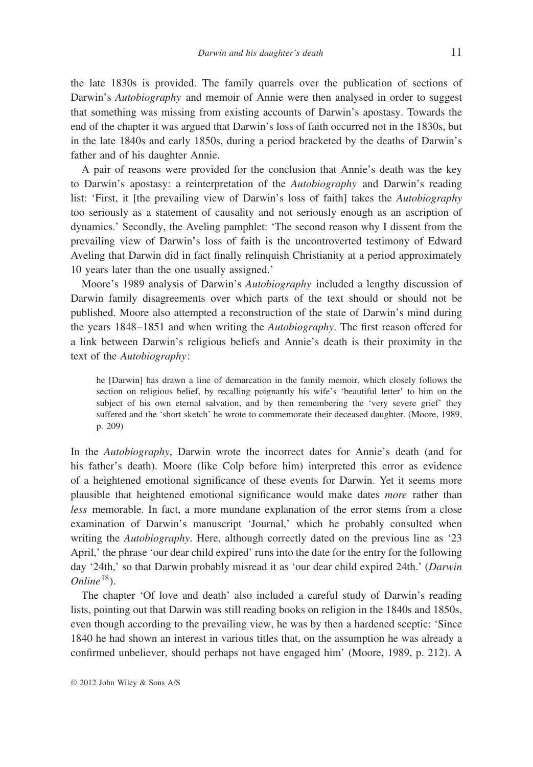the late 1830s is provided. The family quarrels over the publication of sections of Darwin's *Autobiography* and memoir of Annie were then analysed in order to suggest that something was missing from existing accounts of Darwin's apostasy. Towards the end of the chapter it was argued that Darwin's loss of faith occurred not in the 1830s, but in the late 1840s and early 1850s, during a period bracketed by the deaths of Darwin's father and of his daughter Annie.

A pair of reasons were provided for the conclusion that Annie's death was the key to Darwin's apostasy: a reinterpretation of the *Autobiography* and Darwin's reading list: 'First, it [the prevailing view of Darwin's loss of faith] takes the *Autobiography* too seriously as a statement of causality and not seriously enough as an ascription of dynamics.' Secondly, the Aveling pamphlet: 'The second reason why I dissent from the prevailing view of Darwin's loss of faith is the uncontroverted testimony of Edward Aveling that Darwin did in fact finally relinquish Christianity at a period approximately 10 years later than the one usually assigned.'

Moore's 1989 analysis of Darwin's *Autobiography* included a lengthy discussion of Darwin family disagreements over which parts of the text should or should not be published. Moore also attempted a reconstruction of the state of Darwin's mind during the years 1848–1851 and when writing the *Autobiography*. The first reason offered for a link between Darwin's religious beliefs and Annie's death is their proximity in the text of the *Autobiography*:

> he [Darwin] has drawn a line of demarcation in the family memoir, which closely follows the section on religious belief, by recalling poignantly his wife's 'beautiful letter' to him on the subject of his own eternal salvation, and by then remembering the 'very severe grief' they suffered and the 'short sketch' he wrote to commemorate their deceased daughter. (Moore, 1989, p. 209)

In the *Autobiography*, Darwin wrote the incorrect dates for Annie's death (and for his father's death). Moore (like Colp before him) interpreted this error as evidence of a heightened emotional significance of these events for Darwin. Yet it seems more plausible that heightened emotional significance would make dates *more* rather than *less* memorable. In fact, a more mundane explanation of the error stems from a close examination of Darwin's manuscript 'Journal,' which he probably consulted when writing the *Autobiography*. Here, although correctly dated on the previous line as '23 April,' the phrase 'our dear child expired' runs into the date for the entry for the following day '24th,' so that Darwin probably misread it as 'our dear child expired 24th.' (*Darwin Online*[18]).

The chapter 'Of love and death' also included a careful study of Darwin's reading lists, pointing out that Darwin was still reading books on religion in the 1840s and 1850s, even though according to the prevailing view, he was by then a hardened sceptic: 'Since 1840 he had shown an interest in various titles that, on the assumption he was already a confirmed unbeliever, should perhaps not have engaged him' (Moore, 1989, p. 212). A

© 2012 John Wiley & Sons A/S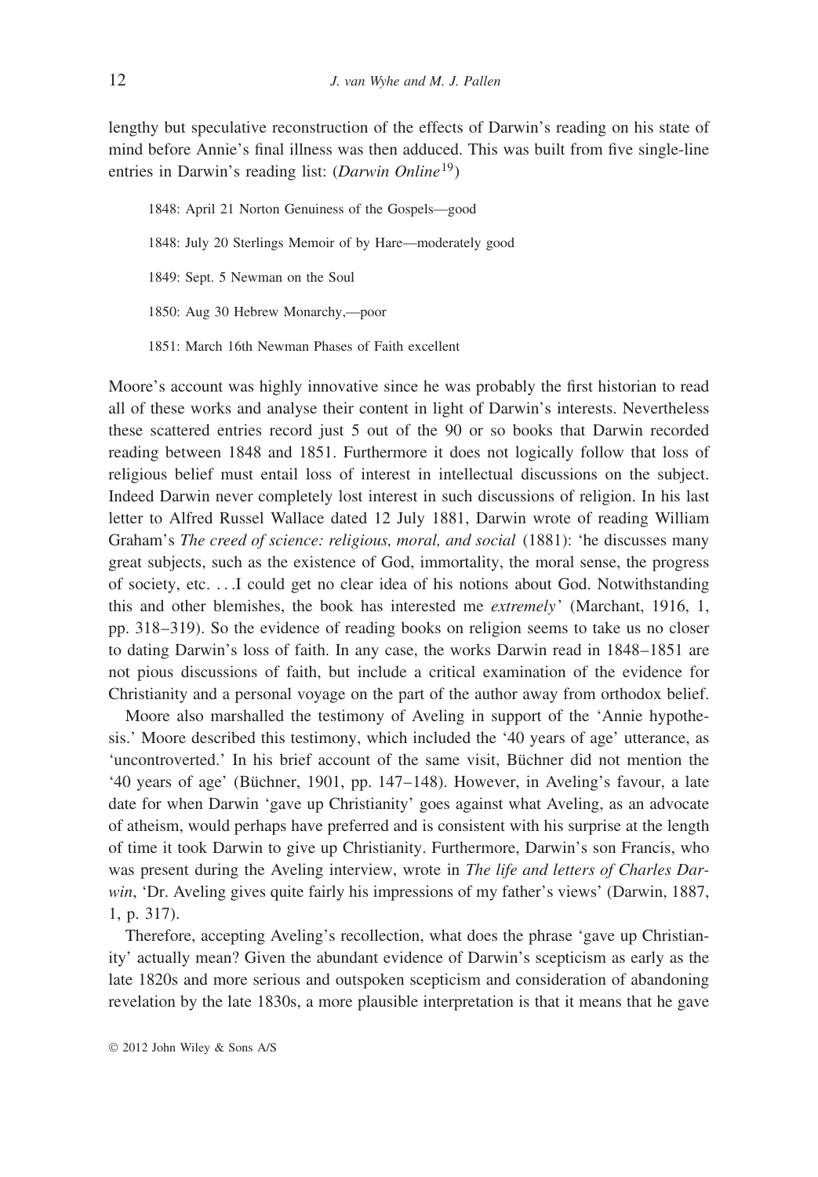lengthy but speculative reconstruction of the effects of Darwin's reading on his state of mind before Annie's final illness was then adduced. This was built from five single-line entries in Darwin's reading list: (*Darwin Online*[19])

> 1848: April 21 Norton Genuiness of the Gospels—good
>
> 1848: July 20 Sterlings Memoir of by Hare—moderately good
>
> 1849: Sept. 5 Newman on the Soul
>
> 1850: Aug 30 Hebrew Monarchy,—poor
>
> 1851: March 16th Newman Phases of Faith excellent

Moore's account was highly innovative since he was probably the first historian to read all of these works and analyse their content in light of Darwin's interests. Nevertheless these scattered entries record just 5 out of the 90 or so books that Darwin recorded reading between 1848 and 1851. Furthermore it does not logically follow that loss of religious belief must entail loss of interest in intellectual discussions on the subject. Indeed Darwin never completely lost interest in such discussions of religion. In his last letter to Alfred Russel Wallace dated 12 July 1881, Darwin wrote of reading William Graham's *The creed of science: religious, moral, and social* (1881): 'he discusses many great subjects, such as the existence of God, immortality, the moral sense, the progress of society, etc. . . .I could get no clear idea of his notions about God. Notwithstanding this and other blemishes, the book has interested me *extremely*' (Marchant, 1916, 1, pp. 318–319). So the evidence of reading books on religion seems to take us no closer to dating Darwin's loss of faith. In any case, the works Darwin read in 1848–1851 are not pious discussions of faith, but include a critical examination of the evidence for Christianity and a personal voyage on the part of the author away from orthodox belief.

Moore also marshalled the testimony of Aveling in support of the 'Annie hypothesis.' Moore described this testimony, which included the '40 years of age' utterance, as 'uncontroverted.' In his brief account of the same visit, Büchner did not mention the '40 years of age' (Büchner, 1901, pp. 147–148). However, in Aveling's favour, a late date for when Darwin 'gave up Christianity' goes against what Aveling, as an advocate of atheism, would perhaps have preferred and is consistent with his surprise at the length of time it took Darwin to give up Christianity. Furthermore, Darwin's son Francis, who was present during the Aveling interview, wrote in *The life and letters of Charles Darwin*, 'Dr. Aveling gives quite fairly his impressions of my father's views' (Darwin, 1887, 1, p. 317).

Therefore, accepting Aveling's recollection, what does the phrase 'gave up Christianity' actually mean? Given the abundant evidence of Darwin's scepticism as early as the late 1820s and more serious and outspoken scepticism and consideration of abandoning revelation by the late 1830s, a more plausible interpretation is that it means that he gave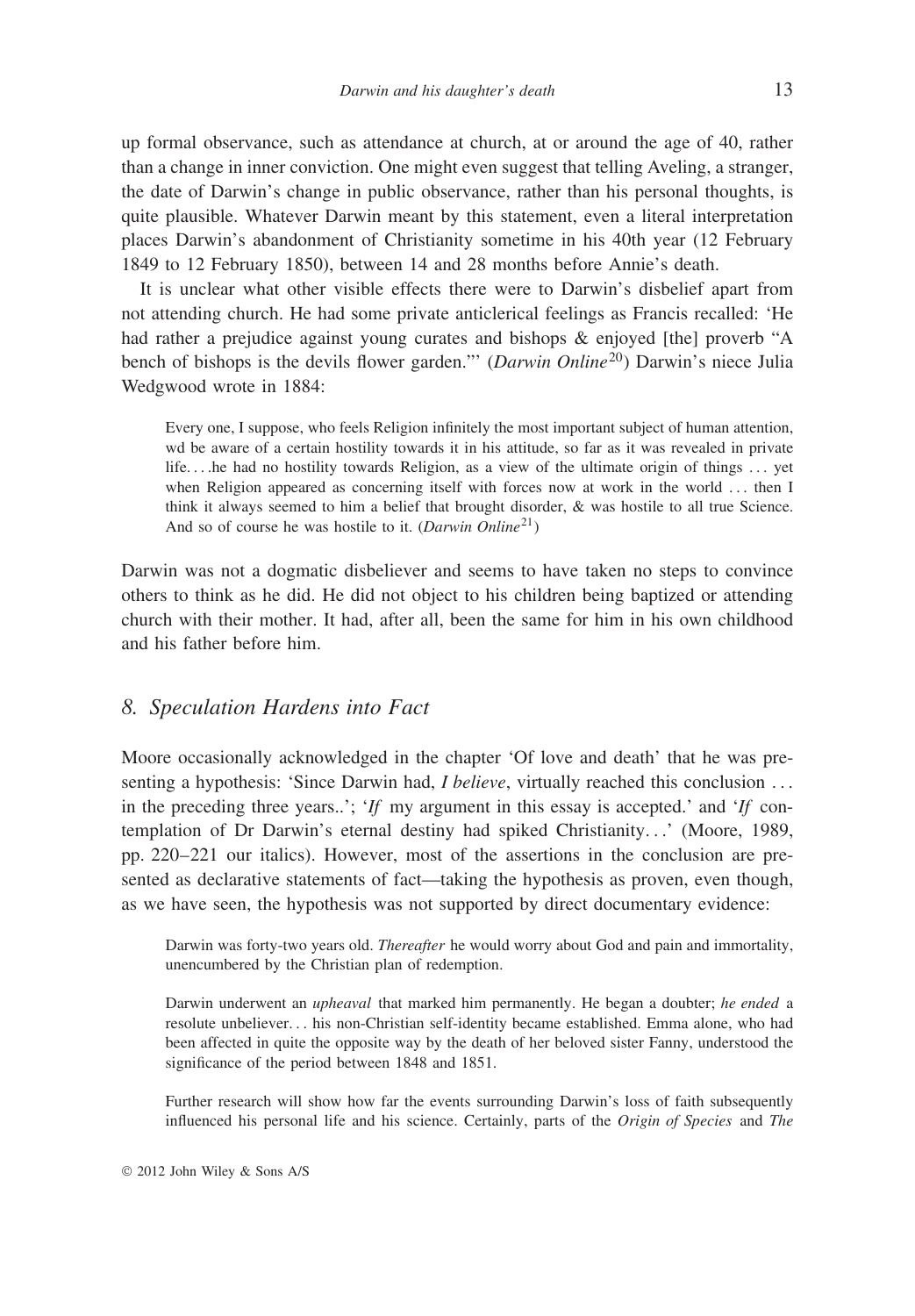up formal observance, such as attendance at church, at or around the age of 40, rather than a change in inner conviction. One might even suggest that telling Aveling, a stranger, the date of Darwin's change in public observance, rather than his personal thoughts, is quite plausible. Whatever Darwin meant by this statement, even a literal interpretation places Darwin's abandonment of Christianity sometime in his 40th year (12 February 1849 to 12 February 1850), between 14 and 28 months before Annie's death.

It is unclear what other visible effects there were to Darwin's disbelief apart from not attending church. He had some private anticlerical feelings as Francis recalled: 'He had rather a prejudice against young curates and bishops & enjoyed [the] proverb "A bench of bishops is the devils flower garden."' (*Darwin Online*[20]) Darwin's niece Julia Wedgwood wrote in 1884:

> Every one, I suppose, who feels Religion infinitely the most important subject of human attention, wd be aware of a certain hostility towards it in his attitude, so far as it was revealed in private life. . . .he had no hostility towards Religion, as a view of the ultimate origin of things . . . yet when Religion appeared as concerning itself with forces now at work in the world . . . then I think it always seemed to him a belief that brought disorder, & was hostile to all true Science. And so of course he was hostile to it. (*Darwin Online*[21])

Darwin was not a dogmatic disbeliever and seems to have taken no steps to convince others to think as he did. He did not object to his children being baptized or attending church with their mother. It had, after all, been the same for him in his own childhood and his father before him.

## *8. Speculation Hardens into Fact*

Moore occasionally acknowledged in the chapter 'Of love and death' that he was presenting a hypothesis: 'Since Darwin had, *I believe*, virtually reached this conclusion . . . in the preceding three years..'; '*If* my argument in this essay is accepted.' and '*If* contemplation of Dr Darwin's eternal destiny had spiked Christianity. . .' (Moore, 1989, pp. 220–221 our italics). However, most of the assertions in the conclusion are presented as declarative statements of fact—taking the hypothesis as proven, even though, as we have seen, the hypothesis was not supported by direct documentary evidence:

> Darwin was forty-two years old. *Thereafter* he would worry about God and pain and immortality, unencumbered by the Christian plan of redemption.
>
> Darwin underwent an *upheaval* that marked him permanently. He began a doubter; *he ended* a resolute unbeliever. . . his non-Christian self-identity became established. Emma alone, who had been affected in quite the opposite way by the death of her beloved sister Fanny, understood the significance of the period between 1848 and 1851.
>
> Further research will show how far the events surrounding Darwin's loss of faith subsequently influenced his personal life and his science. Certainly, parts of the *Origin of Species* and *The*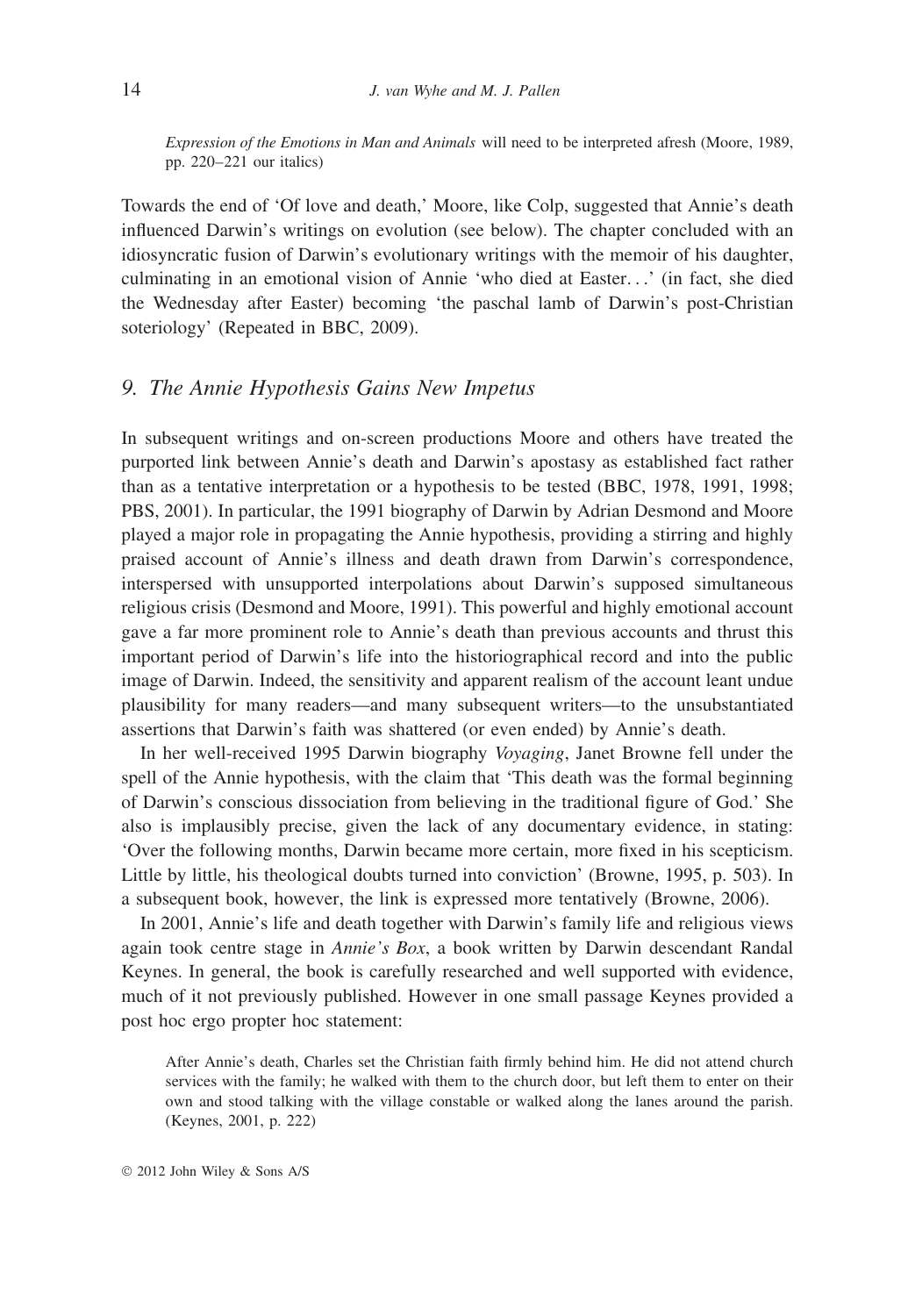*Expression of the Emotions in Man and Animals* will need to be interpreted afresh (Moore, 1989, pp. 220–221 our italics)

Towards the end of 'Of love and death,' Moore, like Colp, suggested that Annie's death influenced Darwin's writings on evolution (see below). The chapter concluded with an idiosyncratic fusion of Darwin's evolutionary writings with the memoir of his daughter, culminating in an emotional vision of Annie 'who died at Easter...' (in fact, she died the Wednesday after Easter) becoming 'the paschal lamb of Darwin's post-Christian soteriology' (Repeated in BBC, 2009).

## *9. The Annie Hypothesis Gains New Impetus*

In subsequent writings and on-screen productions Moore and others have treated the purported link between Annie's death and Darwin's apostasy as established fact rather than as a tentative interpretation or a hypothesis to be tested (BBC, 1978, 1991, 1998; PBS, 2001). In particular, the 1991 biography of Darwin by Adrian Desmond and Moore played a major role in propagating the Annie hypothesis, providing a stirring and highly praised account of Annie's illness and death drawn from Darwin's correspondence, interspersed with unsupported interpolations about Darwin's supposed simultaneous religious crisis (Desmond and Moore, 1991). This powerful and highly emotional account gave a far more prominent role to Annie's death than previous accounts and thrust this important period of Darwin's life into the historiographical record and into the public image of Darwin. Indeed, the sensitivity and apparent realism of the account leant undue plausibility for many readers—and many subsequent writers—to the unsubstantiated assertions that Darwin's faith was shattered (or even ended) by Annie's death.

In her well-received 1995 Darwin biography *Voyaging*, Janet Browne fell under the spell of the Annie hypothesis, with the claim that 'This death was the formal beginning of Darwin's conscious dissociation from believing in the traditional figure of God.' She also is implausibly precise, given the lack of any documentary evidence, in stating: 'Over the following months, Darwin became more certain, more fixed in his scepticism. Little by little, his theological doubts turned into conviction' (Browne, 1995, p. 503). In a subsequent book, however, the link is expressed more tentatively (Browne, 2006).

In 2001, Annie's life and death together with Darwin's family life and religious views again took centre stage in *Annie's Box*, a book written by Darwin descendant Randal Keynes. In general, the book is carefully researched and well supported with evidence, much of it not previously published. However in one small passage Keynes provided a post hoc ergo propter hoc statement:

> After Annie's death, Charles set the Christian faith firmly behind him. He did not attend church services with the family; he walked with them to the church door, but left them to enter on their own and stood talking with the village constable or walked along the lanes around the parish. (Keynes, 2001, p. 222)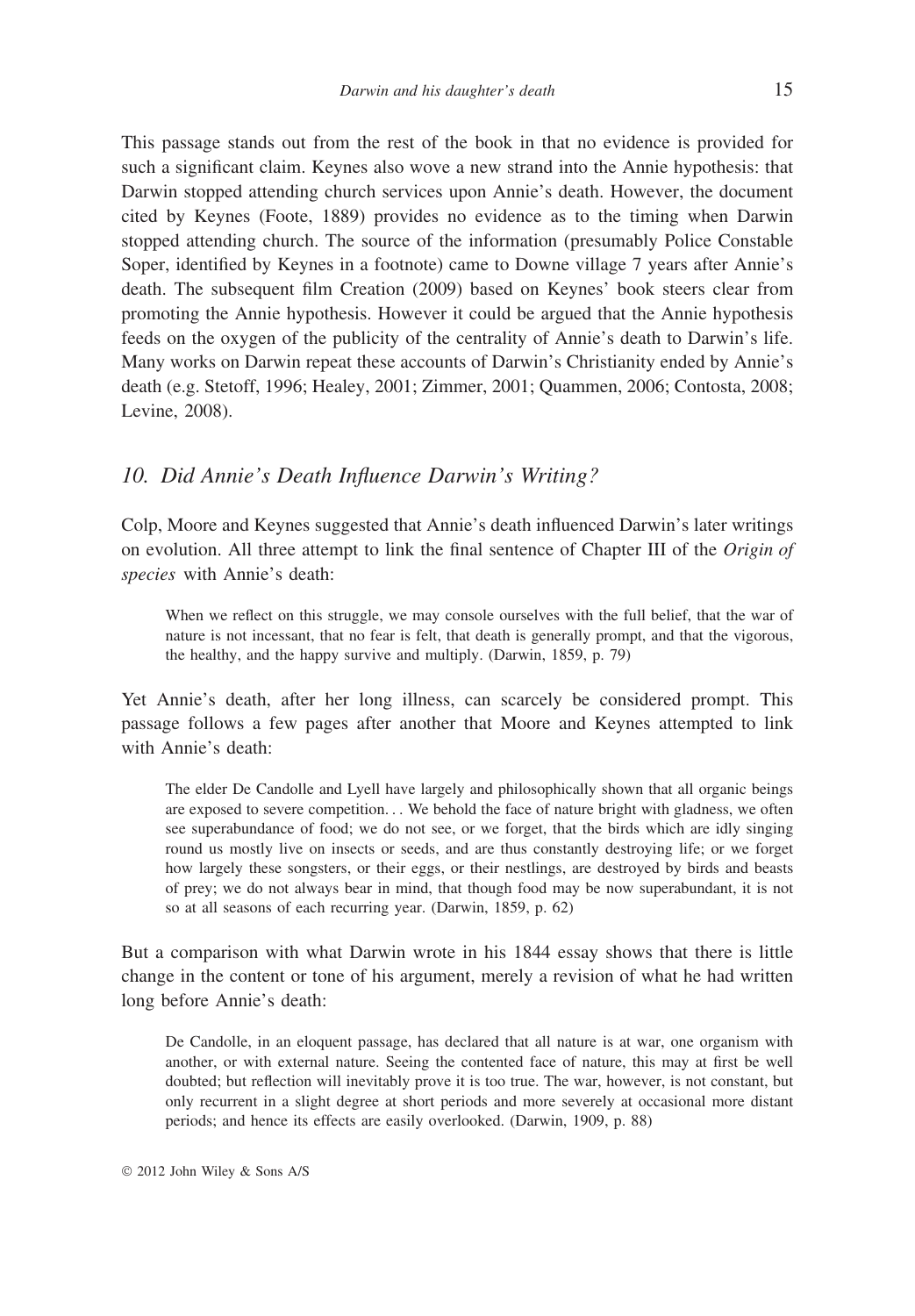This passage stands out from the rest of the book in that no evidence is provided for such a significant claim. Keynes also wove a new strand into the Annie hypothesis: that Darwin stopped attending church services upon Annie's death. However, the document cited by Keynes (Foote, 1889) provides no evidence as to the timing when Darwin stopped attending church. The source of the information (presumably Police Constable Soper, identified by Keynes in a footnote) came to Downe village 7 years after Annie's death. The subsequent film Creation (2009) based on Keynes' book steers clear from promoting the Annie hypothesis. However it could be argued that the Annie hypothesis feeds on the oxygen of the publicity of the centrality of Annie's death to Darwin's life. Many works on Darwin repeat these accounts of Darwin's Christianity ended by Annie's death (e.g. Stetoff, 1996; Healey, 2001; Zimmer, 2001; Quammen, 2006; Contosta, 2008; Levine, 2008).

## *10. Did Annie's Death Influence Darwin's Writing?*

Colp, Moore and Keynes suggested that Annie's death influenced Darwin's later writings on evolution. All three attempt to link the final sentence of Chapter III of the *Origin of species* with Annie's death:

> When we reflect on this struggle, we may console ourselves with the full belief, that the war of nature is not incessant, that no fear is felt, that death is generally prompt, and that the vigorous, the healthy, and the happy survive and multiply. (Darwin, 1859, p. 79)

Yet Annie's death, after her long illness, can scarcely be considered prompt. This passage follows a few pages after another that Moore and Keynes attempted to link with Annie's death:

> The elder De Candolle and Lyell have largely and philosophically shown that all organic beings are exposed to severe competition. . . We behold the face of nature bright with gladness, we often see superabundance of food; we do not see, or we forget, that the birds which are idly singing round us mostly live on insects or seeds, and are thus constantly destroying life; or we forget how largely these songsters, or their eggs, or their nestlings, are destroyed by birds and beasts of prey; we do not always bear in mind, that though food may be now superabundant, it is not so at all seasons of each recurring year. (Darwin, 1859, p. 62)

But a comparison with what Darwin wrote in his 1844 essay shows that there is little change in the content or tone of his argument, merely a revision of what he had written long before Annie's death:

> De Candolle, in an eloquent passage, has declared that all nature is at war, one organism with another, or with external nature. Seeing the contented face of nature, this may at first be well doubted; but reflection will inevitably prove it is too true. The war, however, is not constant, but only recurrent in a slight degree at short periods and more severely at occasional more distant periods; and hence its effects are easily overlooked. (Darwin, 1909, p. 88)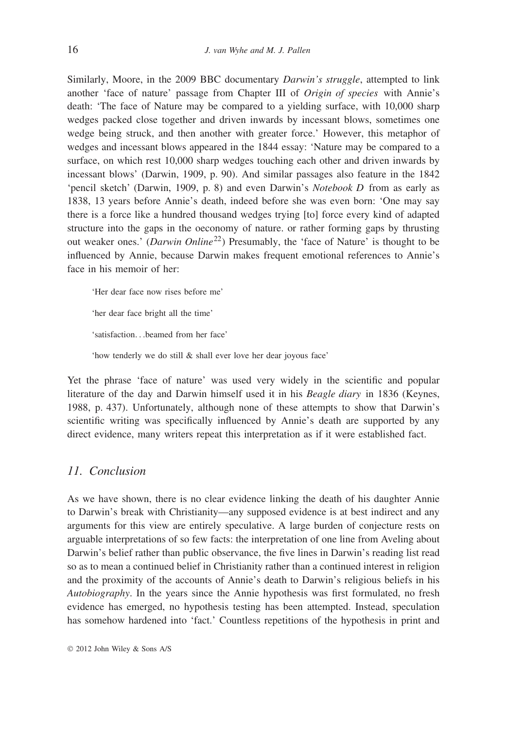Similarly, Moore, in the 2009 BBC documentary *Darwin's struggle*, attempted to link another 'face of nature' passage from Chapter III of *Origin of species* with Annie's death: 'The face of Nature may be compared to a yielding surface, with 10,000 sharp wedges packed close together and driven inwards by incessant blows, sometimes one wedge being struck, and then another with greater force.' However, this metaphor of wedges and incessant blows appeared in the 1844 essay: 'Nature may be compared to a surface, on which rest 10,000 sharp wedges touching each other and driven inwards by incessant blows' (Darwin, 1909, p. 90). And similar passages also feature in the 1842 'pencil sketch' (Darwin, 1909, p. 8) and even Darwin's *Notebook D* from as early as 1838, 13 years before Annie's death, indeed before she was even born: 'One may say there is a force like a hundred thousand wedges trying [to] force every kind of adapted structure into the gaps in the oeconomy of nature. or rather forming gaps by thrusting out weaker ones.' (*Darwin Online*[22]) Presumably, the 'face of Nature' is thought to be influenced by Annie, because Darwin makes frequent emotional references to Annie's face in his memoir of her:

> 'Her dear face now rises before me'
>
> 'her dear face bright all the time'
>
> 'satisfaction…beamed from her face'
>
> 'how tenderly we do still & shall ever love her dear joyous face'

Yet the phrase 'face of nature' was used very widely in the scientific and popular literature of the day and Darwin himself used it in his *Beagle diary* in 1836 (Keynes, 1988, p. 437). Unfortunately, although none of these attempts to show that Darwin's scientific writing was specifically influenced by Annie's death are supported by any direct evidence, many writers repeat this interpretation as if it were established fact.

## 11. Conclusion

As we have shown, there is no clear evidence linking the death of his daughter Annie to Darwin's break with Christianity—any supposed evidence is at best indirect and any arguments for this view are entirely speculative. A large burden of conjecture rests on arguable interpretations of so few facts: the interpretation of one line from Aveling about Darwin's belief rather than public observance, the five lines in Darwin's reading list read so as to mean a continued belief in Christianity rather than a continued interest in religion and the proximity of the accounts of Annie's death to Darwin's religious beliefs in his *Autobiography*. In the years since the Annie hypothesis was first formulated, no fresh evidence has emerged, no hypothesis testing has been attempted. Instead, speculation has somehow hardened into 'fact.' Countless repetitions of the hypothesis in print and

© 2012 John Wiley & Sons A/S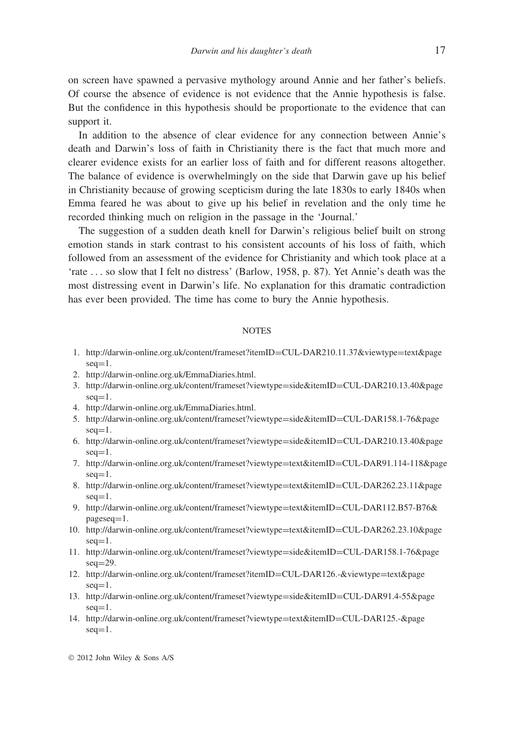on screen have spawned a pervasive mythology around Annie and her father's beliefs. Of course the absence of evidence is not evidence that the Annie hypothesis is false. But the confidence in this hypothesis should be proportionate to the evidence that can support it.

In addition to the absence of clear evidence for any connection between Annie's death and Darwin's loss of faith in Christianity there is the fact that much more and clearer evidence exists for an earlier loss of faith and for different reasons altogether. The balance of evidence is overwhelmingly on the side that Darwin gave up his belief in Christianity because of growing scepticism during the late 1830s to early 1840s when Emma feared he was about to give up his belief in revelation and the only time he recorded thinking much on religion in the passage in the 'Journal.'

The suggestion of a sudden death knell for Darwin's religious belief built on strong emotion stands in stark contrast to his consistent accounts of his loss of faith, which followed from an assessment of the evidence for Christianity and which took place at a 'rate . . . so slow that I felt no distress' (Barlow, 1958, p. 87). Yet Annie's death was the most distressing event in Darwin's life. No explanation for this dramatic contradiction has ever been provided. The time has come to bury the Annie hypothesis.

## NOTES

1. http://darwin-online.org.uk/content/frameset?itemID=CUL-DAR210.11.37&viewtype=text&pageseq=1.
2. http://darwin-online.org.uk/EmmaDiaries.html.
3. http://darwin-online.org.uk/content/frameset?viewtype=side&itemID=CUL-DAR210.13.40&pageseq=1.
4. http://darwin-online.org.uk/EmmaDiaries.html.
5. http://darwin-online.org.uk/content/frameset?viewtype=side&itemID=CUL-DAR158.1-76&pageseq=1.
6. http://darwin-online.org.uk/content/frameset?viewtype=side&itemID=CUL-DAR210.13.40&pageseq=1.
7. http://darwin-online.org.uk/content/frameset?viewtype=text&itemID=CUL-DAR91.114-118&pageseq=1.
8. http://darwin-online.org.uk/content/frameset?viewtype=text&itemID=CUL-DAR262.23.11&pageseq=1.
9. http://darwin-online.org.uk/content/frameset?viewtype=text&itemID=CUL-DAR112.B57-B76&pageseq=1.
10. http://darwin-online.org.uk/content/frameset?viewtype=text&itemID=CUL-DAR262.23.10&pageseq=1.
11. http://darwin-online.org.uk/content/frameset?viewtype=side&itemID=CUL-DAR158.1-76&pageseq=29.
12. http://darwin-online.org.uk/content/frameset?itemID=CUL-DAR126.-&viewtype=text&pageseq=1.
13. http://darwin-online.org.uk/content/frameset?viewtype=side&itemID=CUL-DAR91.4-55&pageseq=1.
14. http://darwin-online.org.uk/content/frameset?viewtype=text&itemID=CUL-DAR125.-&pageseq=1.

© 2012 John Wiley & Sons A/S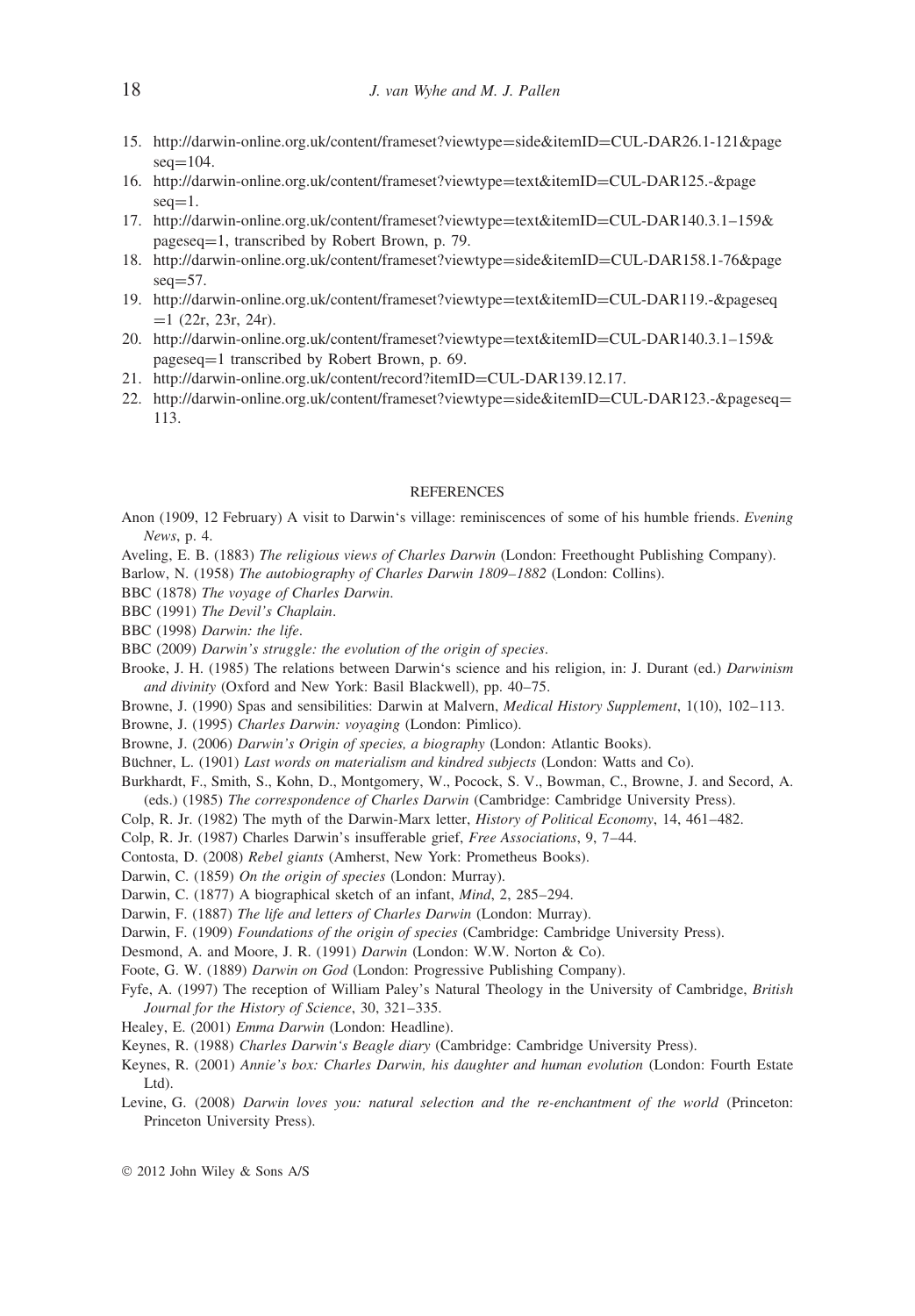15. http://darwin-online.org.uk/content/frameset?viewtype=side&itemID=CUL-DAR26.1-121&pageseq=104.
16. http://darwin-online.org.uk/content/frameset?viewtype=text&itemID=CUL-DAR125.-&pageseq=1.
17. http://darwin-online.org.uk/content/frameset?viewtype=text&itemID=CUL-DAR140.3.1–159&pageseq=1, transcribed by Robert Brown, p. 79.
18. http://darwin-online.org.uk/content/frameset?viewtype=side&itemID=CUL-DAR158.1-76&pageseq=57.
19. http://darwin-online.org.uk/content/frameset?viewtype=text&itemID=CUL-DAR119.-&pageseq=1 (22r, 23r, 24r).
20. http://darwin-online.org.uk/content/frameset?viewtype=text&itemID=CUL-DAR140.3.1–159&pageseq=1 transcribed by Robert Brown, p. 69.
21. http://darwin-online.org.uk/content/record?itemID=CUL-DAR139.12.17.
22. http://darwin-online.org.uk/content/frameset?viewtype=side&itemID=CUL-DAR123.-&pageseq=113.

## REFERENCES

Anon (1909, 12 February) A visit to Darwin's village: reminiscences of some of his humble friends. *Evening News*, p. 4.

Aveling, E. B. (1883) *The religious views of Charles Darwin* (London: Freethought Publishing Company).

Barlow, N. (1958) *The autobiography of Charles Darwin 1809–1882* (London: Collins).

BBC (1878) *The voyage of Charles Darwin*.

BBC (1991) *The Devil's Chaplain*.

BBC (1998) *Darwin: the life*.

BBC (2009) *Darwin's struggle: the evolution of the origin of species*.

Brooke, J. H. (1985) The relations between Darwin's science and his religion, in: J. Durant (ed.) *Darwinism and divinity* (Oxford and New York: Basil Blackwell), pp. 40–75.

Browne, J. (1990) Spas and sensibilities: Darwin at Malvern, *Medical History Supplement*, 1(10), 102–113.

Browne, J. (1995) *Charles Darwin: voyaging* (London: Pimlico).

Browne, J. (2006) *Darwin's Origin of species, a biography* (London: Atlantic Books).

Büchner, L. (1901) *Last words on materialism and kindred subjects* (London: Watts and Co).

Burkhardt, F., Smith, S., Kohn, D., Montgomery, W., Pocock, S. V., Bowman, C., Browne, J. and Secord, A. (eds.) (1985) *The correspondence of Charles Darwin* (Cambridge: Cambridge University Press).

Colp, R. Jr. (1982) The myth of the Darwin-Marx letter, *History of Political Economy*, 14, 461–482.

Colp, R. Jr. (1987) Charles Darwin's insufferable grief, *Free Associations*, 9, 7–44.

Contosta, D. (2008) *Rebel giants* (Amherst, New York: Prometheus Books).

Darwin, C. (1859) *On the origin of species* (London: Murray).

Darwin, C. (1877) A biographical sketch of an infant, *Mind*, 2, 285–294.

Darwin, F. (1887) *The life and letters of Charles Darwin* (London: Murray).

Darwin, F. (1909) *Foundations of the origin of species* (Cambridge: Cambridge University Press).

Desmond, A. and Moore, J. R. (1991) *Darwin* (London: W.W. Norton & Co).

Foote, G. W. (1889) *Darwin on God* (London: Progressive Publishing Company).

Fyfe, A. (1997) The reception of William Paley's Natural Theology in the University of Cambridge, *British Journal for the History of Science*, 30, 321–335.

Healey, E. (2001) *Emma Darwin* (London: Headline).

Keynes, R. (1988) *Charles Darwin's Beagle diary* (Cambridge: Cambridge University Press).

Keynes, R. (2001) *Annie's box: Charles Darwin, his daughter and human evolution* (London: Fourth Estate Ltd).

Levine, G. (2008) *Darwin loves you: natural selection and the re-enchantment of the world* (Princeton: Princeton University Press).

© 2012 John Wiley & Sons A/S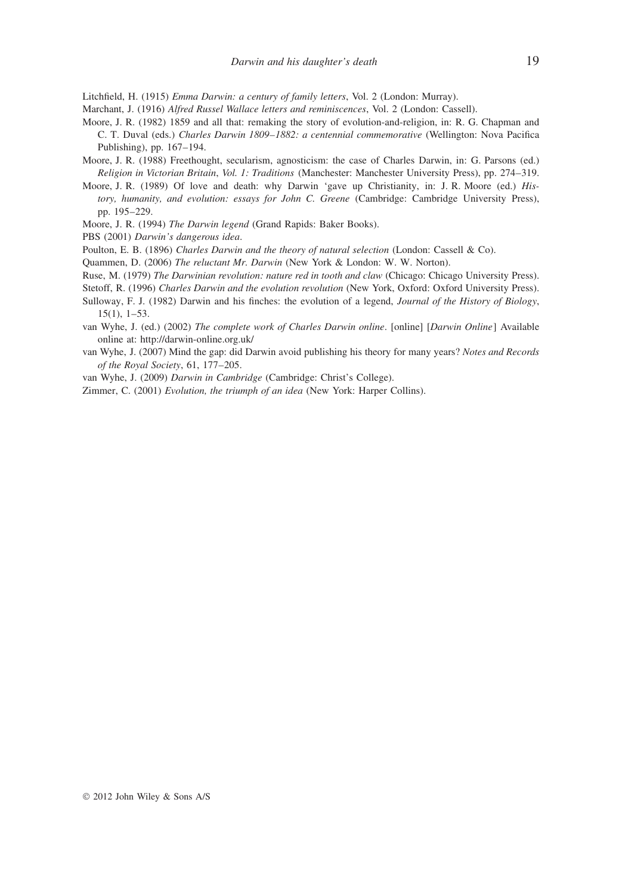Litchfield, H. (1915) *Emma Darwin: a century of family letters*, Vol. 2 (London: Murray).

Marchant, J. (1916) *Alfred Russel Wallace letters and reminiscences*, Vol. 2 (London: Cassell).

Moore, J. R. (1982) 1859 and all that: remaking the story of evolution-and-religion, in: R. G. Chapman and C. T. Duval (eds.) *Charles Darwin 1809–1882: a centennial commemorative* (Wellington: Nova Pacifica Publishing), pp. 167–194.

Moore, J. R. (1988) Freethought, secularism, agnosticism: the case of Charles Darwin, in: G. Parsons (ed.) *Religion in Victorian Britain*, *Vol. 1: Traditions* (Manchester: Manchester University Press), pp. 274–319.

Moore, J. R. (1989) Of love and death: why Darwin 'gave up Christianity, in: J. R. Moore (ed.) *History, humanity, and evolution: essays for John C. Greene* (Cambridge: Cambridge University Press), pp. 195–229.

Moore, J. R. (1994) *The Darwin legend* (Grand Rapids: Baker Books).

PBS (2001) *Darwin's dangerous idea*.

Poulton, E. B. (1896) *Charles Darwin and the theory of natural selection* (London: Cassell & Co).

Quammen, D. (2006) *The reluctant Mr. Darwin* (New York & London: W. W. Norton).

Ruse, M. (1979) *The Darwinian revolution: nature red in tooth and claw* (Chicago: Chicago University Press).

Stetoff, R. (1996) *Charles Darwin and the evolution revolution* (New York, Oxford: Oxford University Press).

Sulloway, F. J. (1982) Darwin and his finches: the evolution of a legend, *Journal of the History of Biology*, 15(1), 1–53.

van Wyhe, J. (ed.) (2002) *The complete work of Charles Darwin online*. [online] [*Darwin Online*] Available online at: http://darwin-online.org.uk/

van Wyhe, J. (2007) Mind the gap: did Darwin avoid publishing his theory for many years? *Notes and Records of the Royal Society*, 61, 177–205.

van Wyhe, J. (2009) *Darwin in Cambridge* (Cambridge: Christ's College).

Zimmer, C. (2001) *Evolution, the triumph of an idea* (New York: Harper Collins).

© 2012 John Wiley & Sons A/S